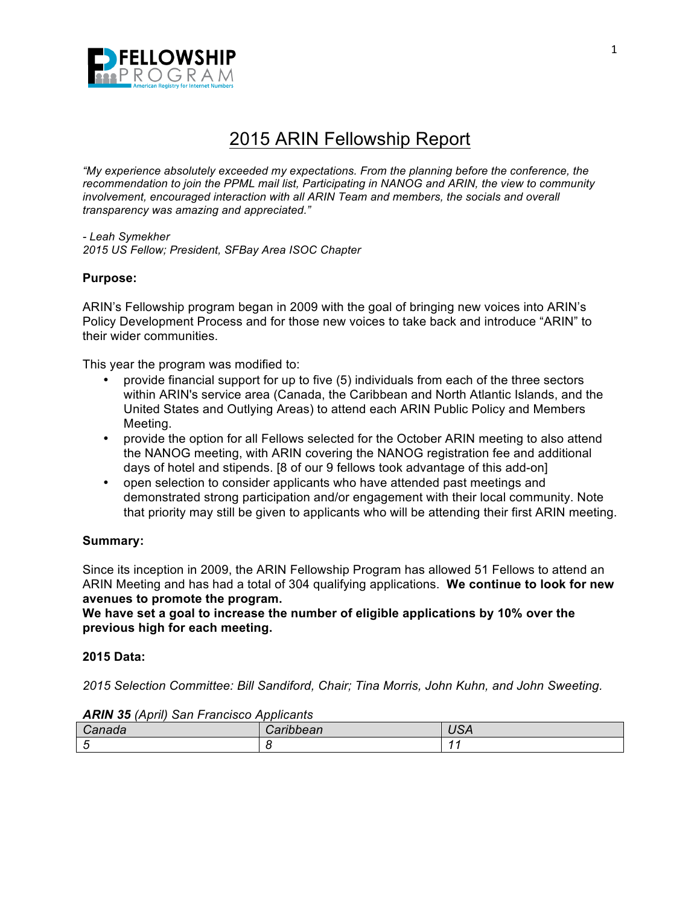# 2015 ARIN Fellowship Report

*"My experience absolutely exceeded my expectations. From the planning before the conference, the recommendation to join the PPML mail list, Participating in NANOG and ARIN, the view to community involvement, encouraged interaction with all ARIN Team and members, the socials and overall transparency was amazing and appreciated."*

*- Leah Symekher*
*2015 US Fellow; President, SFBay Area ISOC Chapter*

**Purpose:**

ARIN's Fellowship program began in 2009 with the goal of bringing new voices into ARIN's Policy Development Process and for those new voices to take back and introduce "ARIN" to their wider communities.

This year the program was modified to:

- provide financial support for up to five (5) individuals from each of the three sectors within ARIN's service area (Canada, the Caribbean and North Atlantic Islands, and the United States and Outlying Areas) to attend each ARIN Public Policy and Members Meeting.
- provide the option for all Fellows selected for the October ARIN meeting to also attend the NANOG meeting, with ARIN covering the NANOG registration fee and additional days of hotel and stipends. [8 of our 9 fellows took advantage of this add-on]
- open selection to consider applicants who have attended past meetings and demonstrated strong participation and/or engagement with their local community. Note that priority may still be given to applicants who will be attending their first ARIN meeting.

**Summary:**

Since its inception in 2009, the ARIN Fellowship Program has allowed 51 Fellows to attend an ARIN Meeting and has had a total of 304 qualifying applications. **We continue to look for new avenues to promote the program.**
**We have set a goal to increase the number of eligible applications by 10% over the previous high for each meeting.**

**2015 Data:**

*2015 Selection Committee: Bill Sandiford, Chair; Tina Morris, John Kuhn, and John Sweeting.*

***ARIN 35** (April) San Francisco Applicants*

| Canada | Caribbean | USA |
|---|---|---|
| 5 | 8 | 11 |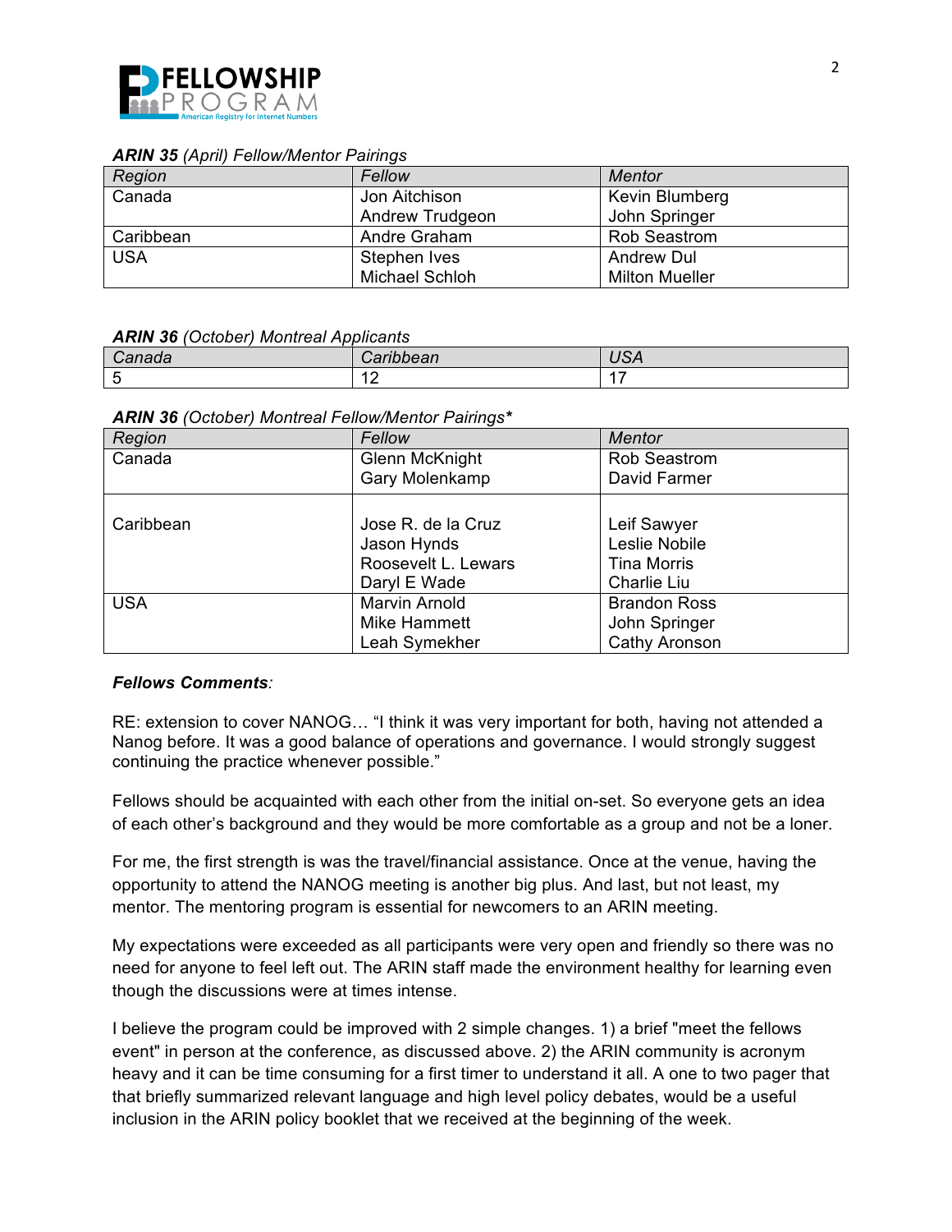***ARIN 35*** *(April) Fellow/Mentor Pairings*

| *Region* | *Fellow* | *Mentor* |
|---|---|---|
| Canada | Jon Aitchison<br>Andrew Trudgeon | Kevin Blumberg<br>John Springer |
| Caribbean | Andre Graham | Rob Seastrom |
| USA | Stephen Ives<br>Michael Schloh | Andrew Dul<br>Milton Mueller |

***ARIN 36*** *(October) Montreal Applicants*

| *Canada* | *Caribbean* | *USA* |
|---|---|---|
| 5 | 12 | 17 |

***ARIN 36*** *(October) Montreal Fellow/Mentor Pairings****

| *Region* | *Fellow* | *Mentor* |
|---|---|---|
| Canada | Glenn McKnight<br>Gary Molenkamp | Rob Seastrom<br>David Farmer |
| Caribbean | Jose R. de la Cruz<br>Jason Hynds<br>Roosevelt L. Lewars<br>Daryl E Wade | Leif Sawyer<br>Leslie Nobile<br>Tina Morris<br>Charlie Liu |
| USA | Marvin Arnold<br>Mike Hammett<br>Leah Symekher | Brandon Ross<br>John Springer<br>Cathy Aronson |

***Fellows Comments****:*

RE: extension to cover NANOG… "I think it was very important for both, having not attended a Nanog before. It was a good balance of operations and governance. I would strongly suggest continuing the practice whenever possible."

Fellows should be acquainted with each other from the initial on-set. So everyone gets an idea of each other's background and they would be more comfortable as a group and not be a loner.

For me, the first strength is was the travel/financial assistance. Once at the venue, having the opportunity to attend the NANOG meeting is another big plus. And last, but not least, my mentor. The mentoring program is essential for newcomers to an ARIN meeting.

My expectations were exceeded as all participants were very open and friendly so there was no need for anyone to feel left out. The ARIN staff made the environment healthy for learning even though the discussions were at times intense.

I believe the program could be improved with 2 simple changes. 1) a brief "meet the fellows event" in person at the conference, as discussed above. 2) the ARIN community is acronym heavy and it can be time consuming for a first timer to understand it all. A one to two pager that that briefly summarized relevant language and high level policy debates, would be a useful inclusion in the ARIN policy booklet that we received at the beginning of the week.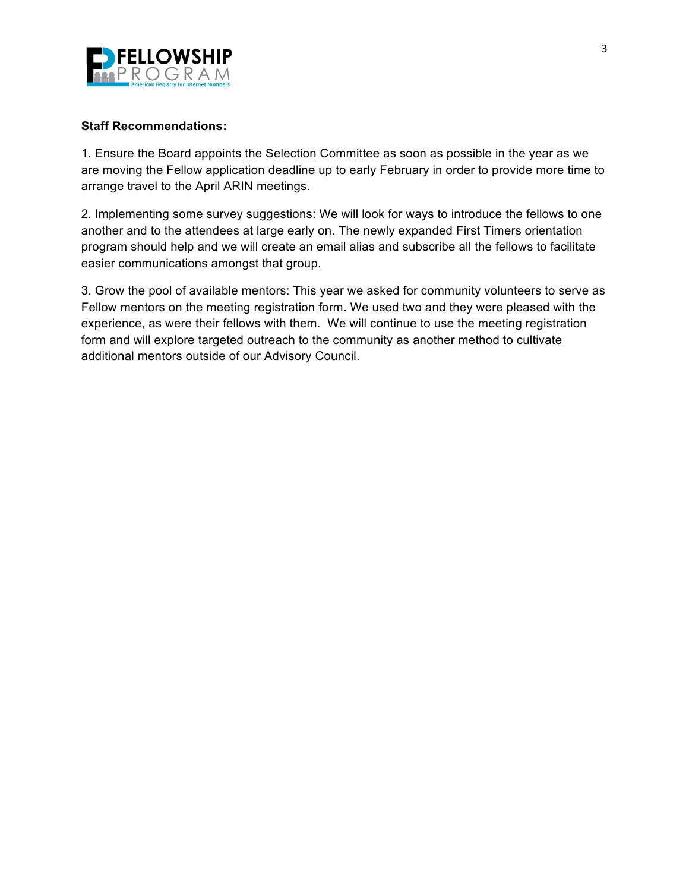**Staff Recommendations:**

1. Ensure the Board appoints the Selection Committee as soon as possible in the year as we are moving the Fellow application deadline up to early February in order to provide more time to arrange travel to the April ARIN meetings.

2. Implementing some survey suggestions: We will look for ways to introduce the fellows to one another and to the attendees at large early on. The newly expanded First Timers orientation program should help and we will create an email alias and subscribe all the fellows to facilitate easier communications amongst that group.

3. Grow the pool of available mentors: This year we asked for community volunteers to serve as Fellow mentors on the meeting registration form. We used two and they were pleased with the experience, as were their fellows with them. We will continue to use the meeting registration form and will explore targeted outreach to the community as another method to cultivate additional mentors outside of our Advisory Council.